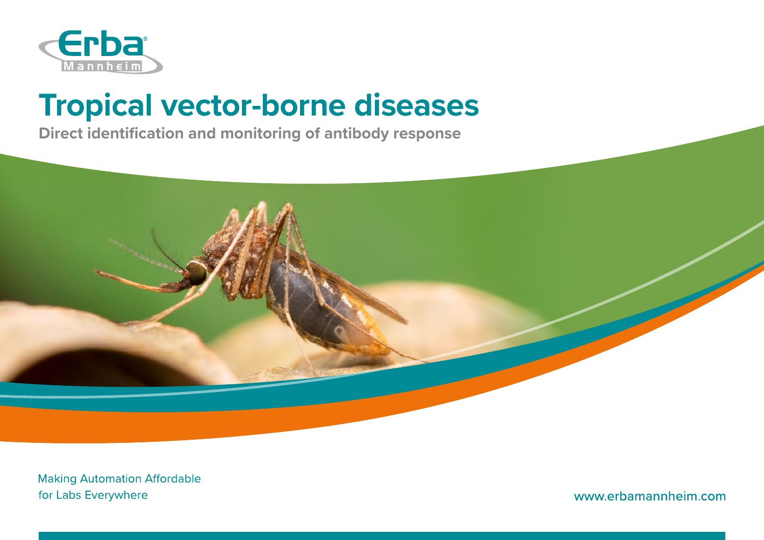Erba Mannheim

# Tropical vector-borne diseases

**Direct identification and monitoring of antibody response**

Making Automation Affordable
for Labs Everywhere

www.erbamannheim.com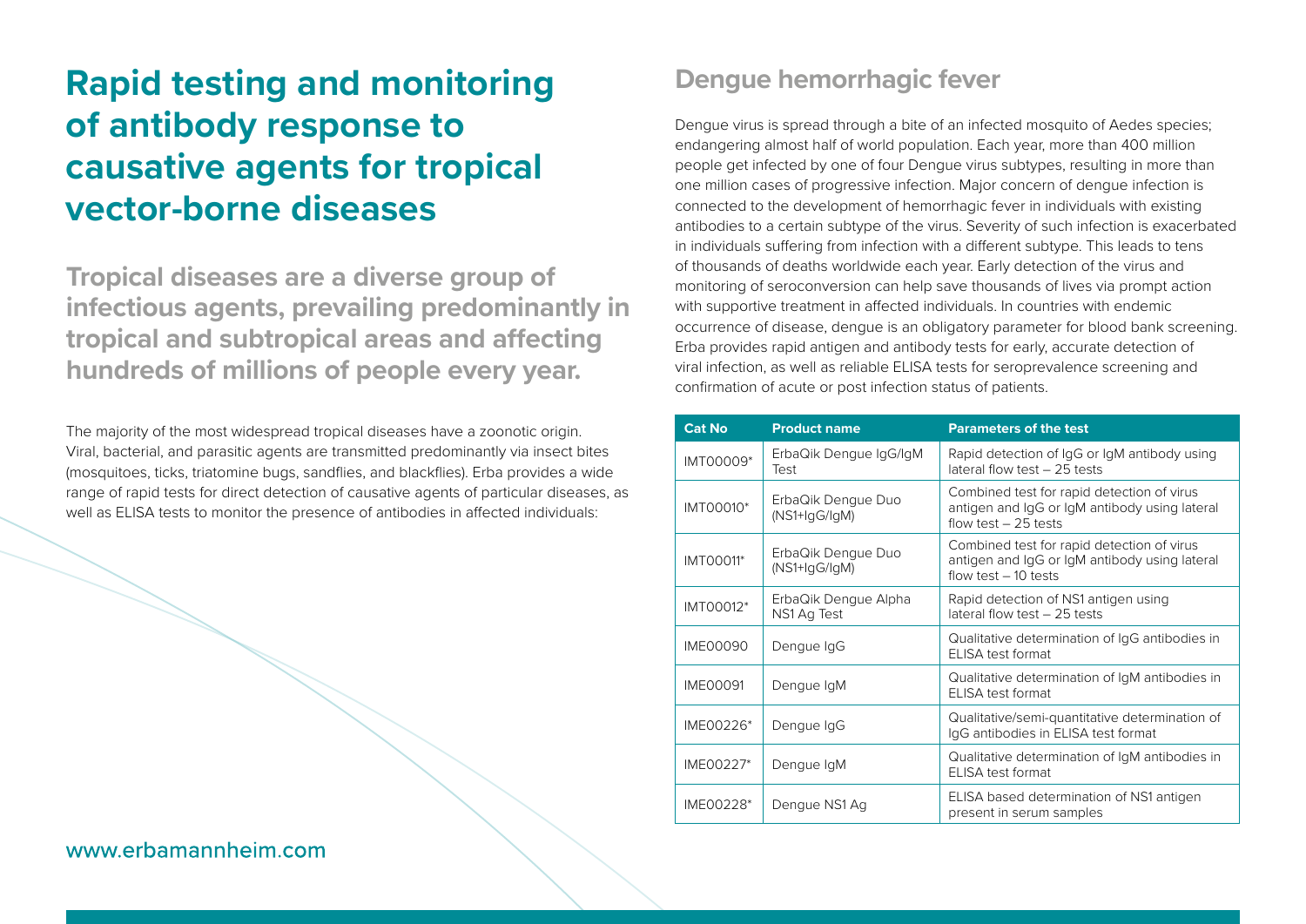# Rapid testing and monitoring of antibody response to causative agents for tropical vector-borne diseases

**Tropical diseases are a diverse group of infectious agents, prevailing predominantly in tropical and subtropical areas and affecting hundreds of millions of people every year.**

The majority of the most widespread tropical diseases have a zoonotic origin. Viral, bacterial, and parasitic agents are transmitted predominantly via insect bites (mosquitoes, ticks, triatomine bugs, sandflies, and blackflies). Erba provides a wide range of rapid tests for direct detection of causative agents of particular diseases, as well as ELISA tests to monitor the presence of antibodies in affected individuals:

## Dengue hemorrhagic fever

Dengue virus is spread through a bite of an infected mosquito of Aedes species; endangering almost half of world population. Each year, more than 400 million people get infected by one of four Dengue virus subtypes, resulting in more than one million cases of progressive infection. Major concern of dengue infection is connected to the development of hemorrhagic fever in individuals with existing antibodies to a certain subtype of the virus. Severity of such infection is exacerbated in individuals suffering from infection with a different subtype. This leads to tens of thousands of deaths worldwide each year. Early detection of the virus and monitoring of seroconversion can help save thousands of lives via prompt action with supportive treatment in affected individuals. In countries with endemic occurrence of disease, dengue is an obligatory parameter for blood bank screening. Erba provides rapid antigen and antibody tests for early, accurate detection of viral infection, as well as reliable ELISA tests for seroprevalence screening and confirmation of acute or post infection status of patients.

| Cat No | Product name | Parameters of the test |
|---|---|---|
| IMT00009* | ErbaQik Dengue IgG/IgM Test | Rapid detection of IgG or IgM antibody using lateral flow test – 25 tests |
| IMT00010* | ErbaQik Dengue Duo (NS1+IgG/IgM) | Combined test for rapid detection of virus antigen and IgG or IgM antibody using lateral flow test – 25 tests |
| IMT00011* | ErbaQik Dengue Duo (NS1+IgG/IgM) | Combined test for rapid detection of virus antigen and IgG or IgM antibody using lateral flow test – 10 tests |
| IMT00012* | ErbaQik Dengue Alpha NS1 Ag Test | Rapid detection of NS1 antigen using lateral flow test – 25 tests |
| IME00090 | Dengue IgG | Qualitative determination of IgG antibodies in ELISA test format |
| IME00091 | Dengue IgM | Qualitative determination of IgM antibodies in ELISA test format |
| IME00226* | Dengue IgG | Qualitative/semi-quantitative determination of IgG antibodies in ELISA test format |
| IME00227* | Dengue IgM | Qualitative determination of IgM antibodies in ELISA test format |
| IME00228* | Dengue NS1 Ag | ELISA based determination of NS1 antigen present in serum samples |

www.erbamannheim.com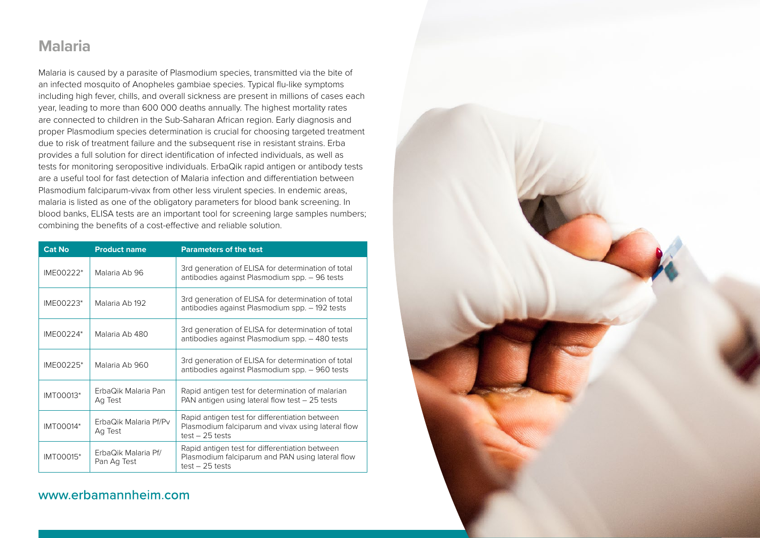## Malaria

Malaria is caused by a parasite of Plasmodium species, transmitted via the bite of an infected mosquito of Anopheles gambiae species. Typical flu-like symptoms including high fever, chills, and overall sickness are present in millions of cases each year, leading to more than 600 000 deaths annually. The highest mortality rates are connected to children in the Sub-Saharan African region. Early diagnosis and proper Plasmodium species determination is crucial for choosing targeted treatment due to risk of treatment failure and the subsequent rise in resistant strains. Erba provides a full solution for direct identification of infected individuals, as well as tests for monitoring seropositive individuals. ErbaQik rapid antigen or antibody tests are a useful tool for fast detection of Malaria infection and differentiation between Plasmodium falciparum-vivax from other less virulent species. In endemic areas, malaria is listed as one of the obligatory parameters for blood bank screening. In blood banks, ELISA tests are an important tool for screening large samples numbers; combining the benefits of a cost-effective and reliable solution.

| Cat No | Product name | Parameters of the test |
|---|---|---|
| IME00222* | Malaria Ab 96 | 3rd generation of ELISA for determination of total antibodies against Plasmodium spp. – 96 tests |
| IME00223* | Malaria Ab 192 | 3rd generation of ELISA for determination of total antibodies against Plasmodium spp. – 192 tests |
| IME00224* | Malaria Ab 480 | 3rd generation of ELISA for determination of total antibodies against Plasmodium spp. – 480 tests |
| IME00225* | Malaria Ab 960 | 3rd generation of ELISA for determination of total antibodies against Plasmodium spp. – 960 tests |
| IMT00013* | ErbaQik Malaria Pan Ag Test | Rapid antigen test for determination of malarian PAN antigen using lateral flow test – 25 tests |
| IMT00014* | ErbaQik Malaria Pf/Pv Ag Test | Rapid antigen test for differentiation between Plasmodium falciparum and vivax using lateral flow test – 25 tests |
| IMT00015* | ErbaQik Malaria Pf/ Pan Ag Test | Rapid antigen test for differentiation between Plasmodium falciparum and PAN using lateral flow test – 25 tests |

www.erbamannheim.com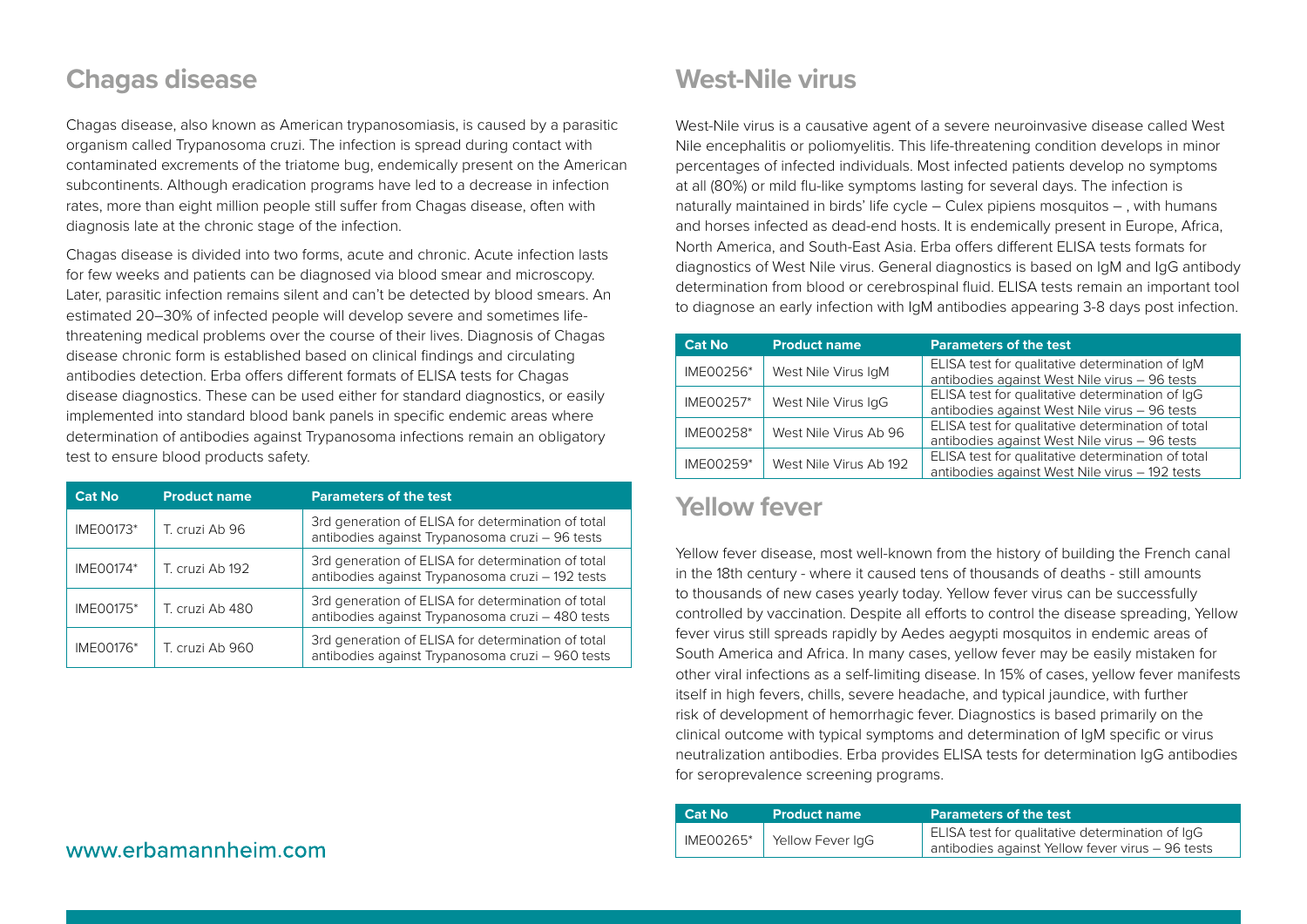## Chagas disease

Chagas disease, also known as American trypanosomiasis, is caused by a parasitic organism called Trypanosoma cruzi. The infection is spread during contact with contaminated excrements of the triatome bug, endemically present on the American subcontinents. Although eradication programs have led to a decrease in infection rates, more than eight million people still suffer from Chagas disease, often with diagnosis late at the chronic stage of the infection.

Chagas disease is divided into two forms, acute and chronic. Acute infection lasts for few weeks and patients can be diagnosed via blood smear and microscopy. Later, parasitic infection remains silent and can't be detected by blood smears. An estimated 20–30% of infected people will develop severe and sometimes life-threatening medical problems over the course of their lives. Diagnosis of Chagas disease chronic form is established based on clinical findings and circulating antibodies detection. Erba offers different formats of ELISA tests for Chagas disease diagnostics. These can be used either for standard diagnostics, or easily implemented into standard blood bank panels in specific endemic areas where determination of antibodies against Trypanosoma infections remain an obligatory test to ensure blood products safety.

| Cat No | Product name | Parameters of the test |
| --- | --- | --- |
| IME00173* | T. cruzi Ab 96 | 3rd generation of ELISA for determination of total antibodies against Trypanosoma cruzi – 96 tests |
| IME00174* | T. cruzi Ab 192 | 3rd generation of ELISA for determination of total antibodies against Trypanosoma cruzi – 192 tests |
| IME00175* | T. cruzi Ab 480 | 3rd generation of ELISA for determination of total antibodies against Trypanosoma cruzi – 480 tests |
| IME00176* | T. cruzi Ab 960 | 3rd generation of ELISA for determination of total antibodies against Trypanosoma cruzi – 960 tests |

www.erbamannheim.com

## West-Nile virus

West-Nile virus is a causative agent of a severe neuroinvasive disease called West Nile encephalitis or poliomyelitis. This life-threatening condition develops in minor percentages of infected individuals. Most infected patients develop no symptoms at all (80%) or mild flu-like symptoms lasting for several days. The infection is naturally maintained in birds' life cycle – Culex pipiens mosquitos – , with humans and horses infected as dead-end hosts. It is endemically present in Europe, Africa, North America, and South-East Asia. Erba offers different ELISA tests formats for diagnostics of West Nile virus. General diagnostics is based on IgM and IgG antibody determination from blood or cerebrospinal fluid. ELISA tests remain an important tool to diagnose an early infection with IgM antibodies appearing 3-8 days post infection.

| Cat No | Product name | Parameters of the test |
| --- | --- | --- |
| IME00256* | West Nile Virus IgM | ELISA test for qualitative determination of IgM antibodies against West Nile virus – 96 tests |
| IME00257* | West Nile Virus IgG | ELISA test for qualitative determination of IgG antibodies against West Nile virus – 96 tests |
| IME00258* | West Nile Virus Ab 96 | ELISA test for qualitative determination of total antibodies against West Nile virus – 96 tests |
| IME00259* | West Nile Virus Ab 192 | ELISA test for qualitative determination of total antibodies against West Nile virus – 192 tests |

## Yellow fever

Yellow fever disease, most well-known from the history of building the French canal in the 18th century - where it caused tens of thousands of deaths - still amounts to thousands of new cases yearly today. Yellow fever virus can be successfully controlled by vaccination. Despite all efforts to control the disease spreading, Yellow fever virus still spreads rapidly by Aedes aegypti mosquitos in endemic areas of South America and Africa. In many cases, yellow fever may be easily mistaken for other viral infections as a self-limiting disease. In 15% of cases, yellow fever manifests itself in high fevers, chills, severe headache, and typical jaundice, with further risk of development of hemorrhagic fever. Diagnostics is based primarily on the clinical outcome with typical symptoms and determination of IgM specific or virus neutralization antibodies. Erba provides ELISA tests for determination IgG antibodies for seroprevalence screening programs.

| Cat No | Product name | Parameters of the test |
| --- | --- | --- |
| IME00265* | Yellow Fever IgG | ELISA test for qualitative determination of IgG antibodies against Yellow fever virus – 96 tests |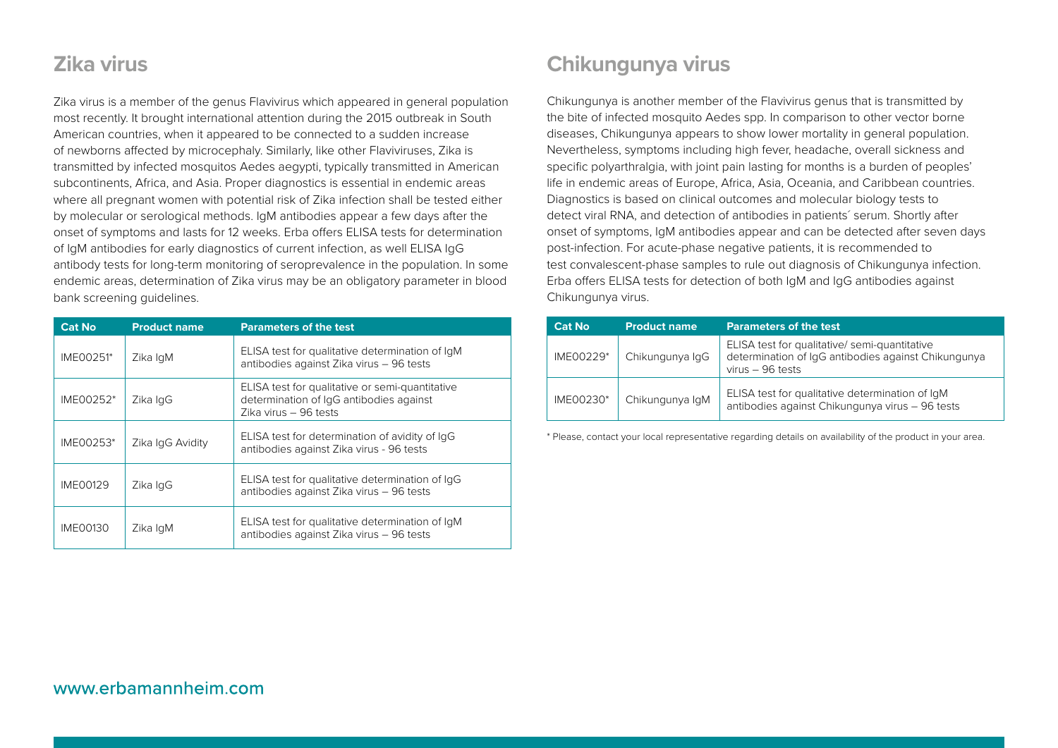## Zika virus

Zika virus is a member of the genus Flavivirus which appeared in general population most recently. It brought international attention during the 2015 outbreak in South American countries, when it appeared to be connected to a sudden increase of newborns affected by microcephaly. Similarly, like other Flaviviruses, Zika is transmitted by infected mosquitos Aedes aegypti, typically transmitted in American subcontinents, Africa, and Asia. Proper diagnostics is essential in endemic areas where all pregnant women with potential risk of Zika infection shall be tested either by molecular or serological methods. IgM antibodies appear a few days after the onset of symptoms and lasts for 12 weeks. Erba offers ELISA tests for determination of IgM antibodies for early diagnostics of current infection, as well ELISA IgG antibody tests for long-term monitoring of seroprevalence in the population. In some endemic areas, determination of Zika virus may be an obligatory parameter in blood bank screening guidelines.

| Cat No | Product name | Parameters of the test |
|---|---|---|
| IME00251* | Zika IgM | ELISA test for qualitative determination of IgM antibodies against Zika virus – 96 tests |
| IME00252* | Zika IgG | ELISA test for qualitative or semi-quantitative determination of IgG antibodies against Zika virus – 96 tests |
| IME00253* | Zika IgG Avidity | ELISA test for determination of avidity of IgG antibodies against Zika virus - 96 tests |
| IME00129 | Zika IgG | ELISA test for qualitative determination of IgG antibodies against Zika virus – 96 tests |
| IME00130 | Zika IgM | ELISA test for qualitative determination of IgM antibodies against Zika virus – 96 tests |

## Chikungunya virus

Chikungunya is another member of the Flavivirus genus that is transmitted by the bite of infected mosquito Aedes spp. In comparison to other vector borne diseases, Chikungunya appears to show lower mortality in general population. Nevertheless, symptoms including high fever, headache, overall sickness and specific polyarthralgia, with joint pain lasting for months is a burden of peoples' life in endemic areas of Europe, Africa, Asia, Oceania, and Caribbean countries. Diagnostics is based on clinical outcomes and molecular biology tests to detect viral RNA, and detection of antibodies in patients´ serum. Shortly after onset of symptoms, IgM antibodies appear and can be detected after seven days post-infection. For acute-phase negative patients, it is recommended to test convalescent-phase samples to rule out diagnosis of Chikungunya infection. Erba offers ELISA tests for detection of both IgM and IgG antibodies against Chikungunya virus.

| Cat No | Product name | Parameters of the test |
|---|---|---|
| IME00229* | Chikungunya IgG | ELISA test for qualitative/ semi-quantitative determination of IgG antibodies against Chikungunya virus – 96 tests |
| IME00230* | Chikungunya IgM | ELISA test for qualitative determination of IgM antibodies against Chikungunya virus – 96 tests |

* Please, contact your local representative regarding details on availability of the product in your area.

www.erbamannheim.com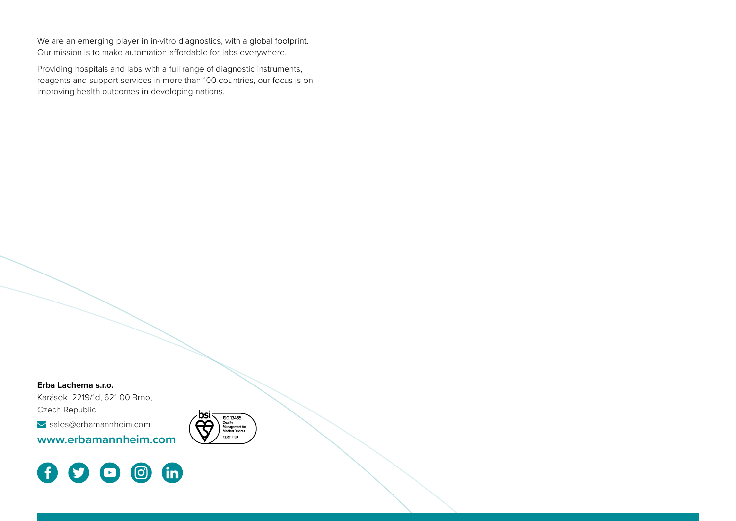We are an emerging player in in-vitro diagnostics, with a global footprint. Our mission is to make automation affordable for labs everywhere.

Providing hospitals and labs with a full range of diagnostic instruments, reagents and support services in more than 100 countries, our focus is on improving health outcomes in developing nations.

**Erba Lachema s.r.o.**
Karásek 2219/1d, 621 00 Brno,
Czech Republic

sales@erbamannheim.com

**www.erbamannheim.com**

bsi ISO 13485 Quality Management for Medical Devices CERTIFIED